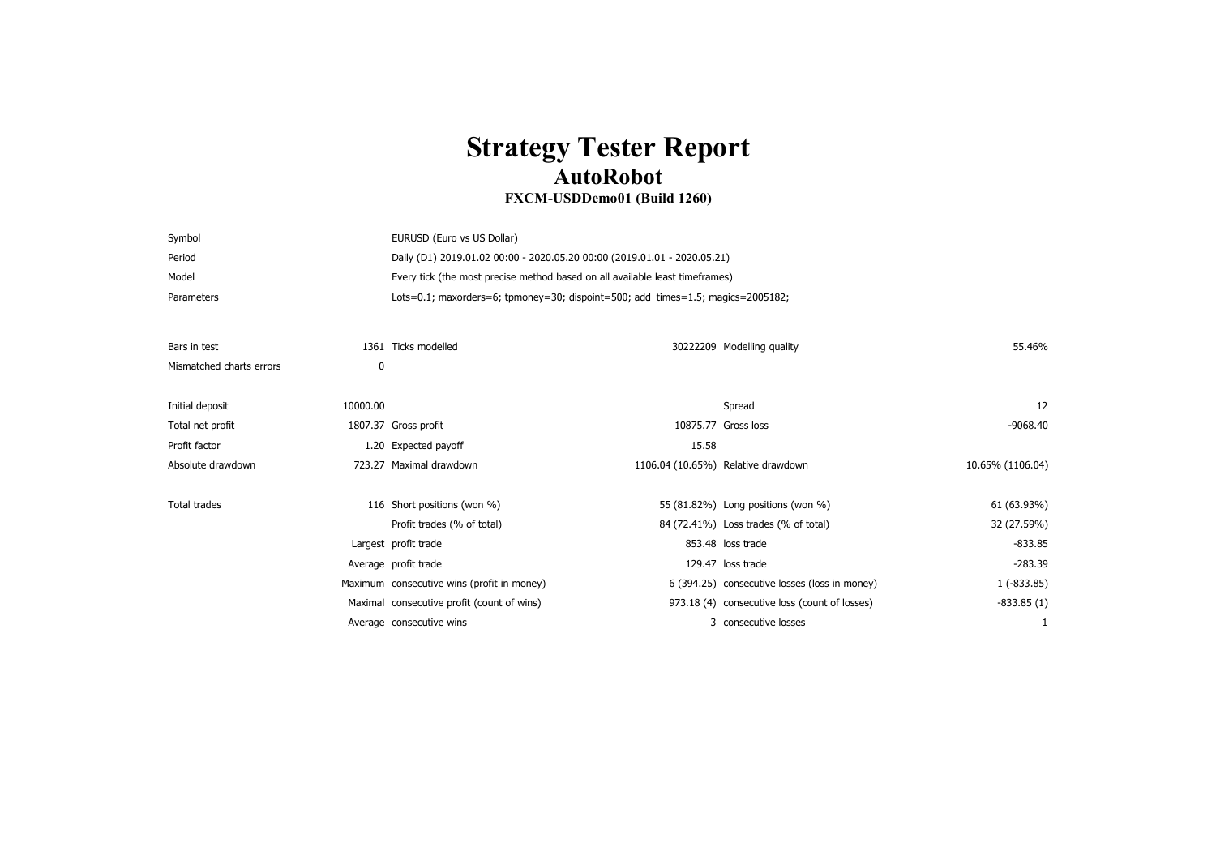# Strategy Tester Report

## AutoRobot

### FXCM-USDDemo01 (Build 1260)

| | | | | | |
|---|---|---|---|---|---|
| Symbol | EURUSD (Euro vs US Dollar) | | | | |
| Period | Daily (D1) 2019.01.02 00:00 - 2020.05.20 00:00 (2019.01.01 - 2020.05.21) | | | | |
| Model | Every tick (the most precise method based on all available least timeframes) | | | | |
| Parameters | Lots=0.1; maxorders=6; tpmoney=30; dispoint=500; add_times=1.5; magics=2005182; | | | | |
| | | | | | |
| Bars in test | 1361 | Ticks modelled | 30222209 | Modelling quality | 55.46% |
| Mismatched charts errors | 0 | | | | |
| | | | | | |
| Initial deposit | 10000.00 | | | Spread | 12 |
| Total net profit | 1807.37 | Gross profit | 10875.77 | Gross loss | -9068.40 |
| Profit factor | 1.20 | Expected payoff | 15.58 | | |
| Absolute drawdown | 723.27 | Maximal drawdown | 1106.04 (10.65%) | Relative drawdown | 10.65% (1106.04) |
| | | | | | |
| Total trades | 116 | Short positions (won %) | 55 (81.82%) | Long positions (won %) | 61 (63.93%) |
| | | Profit trades (% of total) | 84 (72.41%) | Loss trades (% of total) | 32 (27.59%) |
| | Largest | profit trade | 853.48 | loss trade | -833.85 |
| | Average | profit trade | 129.47 | loss trade | -283.39 |
| | Maximum | consecutive wins (profit in money) | 6 (394.25) | consecutive losses (loss in money) | 1 (-833.85) |
| | Maximal | consecutive profit (count of wins) | 973.18 (4) | consecutive loss (count of losses) | -833.85 (1) |
| | Average | consecutive wins | 3 | consecutive losses | 1 |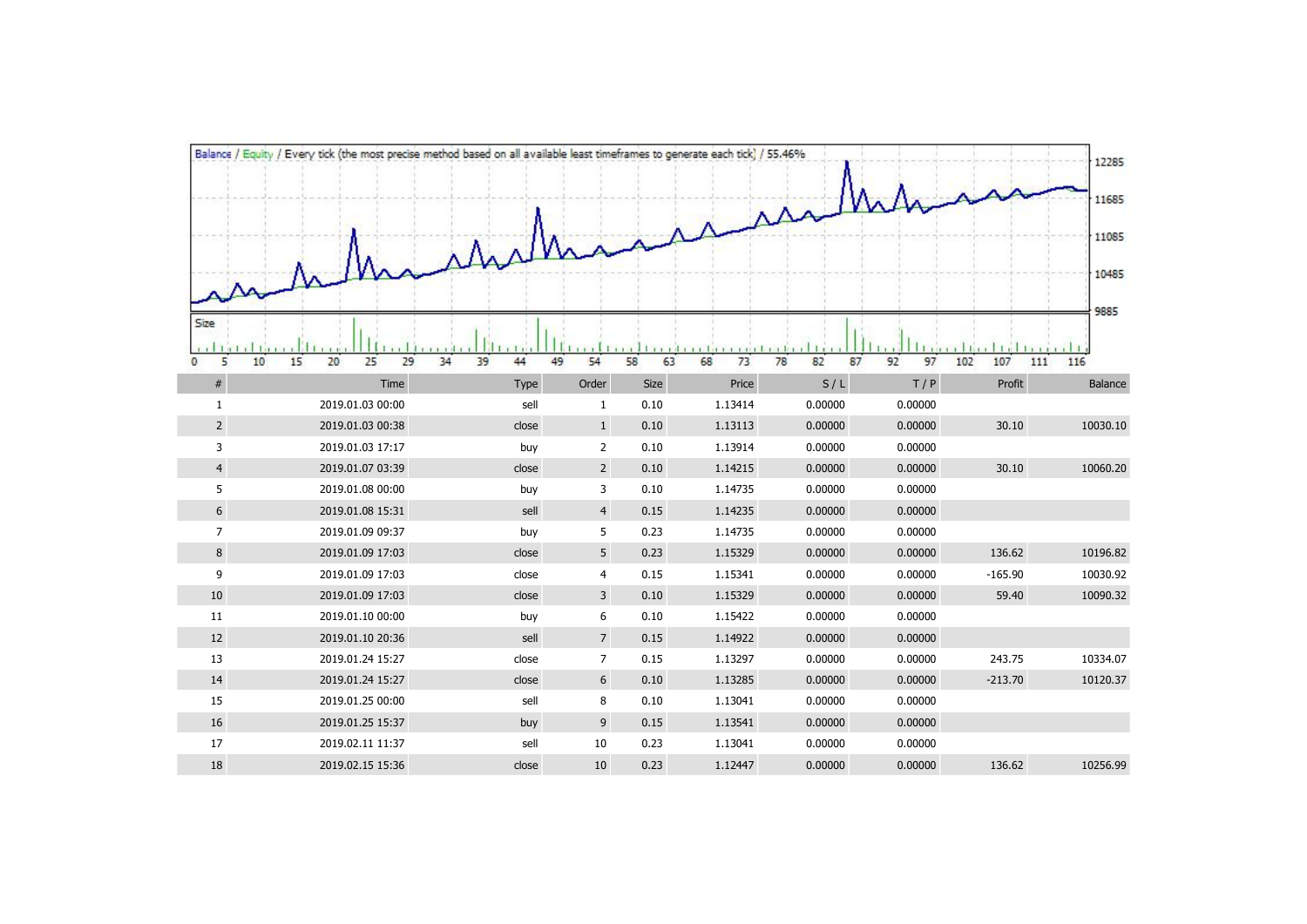Balance / Equity / Every tick (the most precise method based on all available least timeframes to generate each tick) / 55.46%

| # | Time | Type | Order | Size | Price | S / L | T / P | Profit | Balance |
|---|---|---|---|---|---|---|---|---|---|
| 1 | 2019.01.03 00:00 | sell | 1 | 0.10 | 1.13414 | 0.00000 | 0.00000 | | |
| 2 | 2019.01.03 00:38 | close | 1 | 0.10 | 1.13113 | 0.00000 | 0.00000 | 30.10 | 10030.10 |
| 3 | 2019.01.03 17:17 | buy | 2 | 0.10 | 1.13914 | 0.00000 | 0.00000 | | |
| 4 | 2019.01.07 03:39 | close | 2 | 0.10 | 1.14215 | 0.00000 | 0.00000 | 30.10 | 10060.20 |
| 5 | 2019.01.08 00:00 | buy | 3 | 0.10 | 1.14735 | 0.00000 | 0.00000 | | |
| 6 | 2019.01.08 15:31 | sell | 4 | 0.15 | 1.14235 | 0.00000 | 0.00000 | | |
| 7 | 2019.01.09 09:37 | buy | 5 | 0.23 | 1.14735 | 0.00000 | 0.00000 | | |
| 8 | 2019.01.09 17:03 | close | 5 | 0.23 | 1.15329 | 0.00000 | 0.00000 | 136.62 | 10196.82 |
| 9 | 2019.01.09 17:03 | close | 4 | 0.15 | 1.15341 | 0.00000 | 0.00000 | -165.90 | 10030.92 |
| 10 | 2019.01.09 17:03 | close | 3 | 0.10 | 1.15329 | 0.00000 | 0.00000 | 59.40 | 10090.32 |
| 11 | 2019.01.10 00:00 | buy | 6 | 0.10 | 1.15422 | 0.00000 | 0.00000 | | |
| 12 | 2019.01.10 20:36 | sell | 7 | 0.15 | 1.14922 | 0.00000 | 0.00000 | | |
| 13 | 2019.01.24 15:27 | close | 7 | 0.15 | 1.13297 | 0.00000 | 0.00000 | 243.75 | 10334.07 |
| 14 | 2019.01.24 15:27 | close | 6 | 0.10 | 1.13285 | 0.00000 | 0.00000 | -213.70 | 10120.37 |
| 15 | 2019.01.25 00:00 | sell | 8 | 0.10 | 1.13041 | 0.00000 | 0.00000 | | |
| 16 | 2019.01.25 15:37 | buy | 9 | 0.15 | 1.13541 | 0.00000 | 0.00000 | | |
| 17 | 2019.02.11 11:37 | sell | 10 | 0.23 | 1.13041 | 0.00000 | 0.00000 | | |
| 18 | 2019.02.15 15:36 | close | 10 | 0.23 | 1.12447 | 0.00000 | 0.00000 | 136.62 | 10256.99 |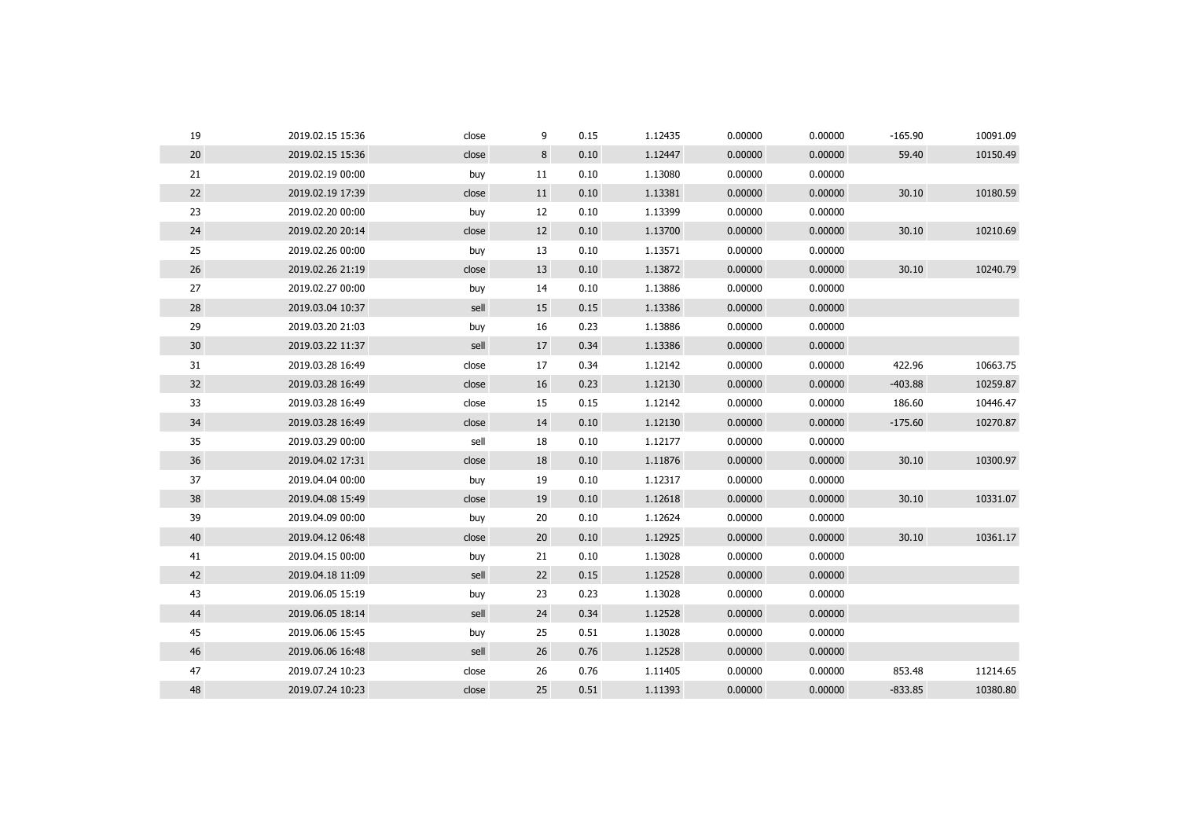| | | | | | | | | | |
|---|---|---|---|---|---|---|---|---|---|
| 19 | 2019.02.15 15:36 | close | 9 | 0.15 | 1.12435 | 0.00000 | 0.00000 | -165.90 | 10091.09 |
| 20 | 2019.02.15 15:36 | close | 8 | 0.10 | 1.12447 | 0.00000 | 0.00000 | 59.40 | 10150.49 |
| 21 | 2019.02.19 00:00 | buy | 11 | 0.10 | 1.13080 | 0.00000 | 0.00000 | | |
| 22 | 2019.02.19 17:39 | close | 11 | 0.10 | 1.13381 | 0.00000 | 0.00000 | 30.10 | 10180.59 |
| 23 | 2019.02.20 00:00 | buy | 12 | 0.10 | 1.13399 | 0.00000 | 0.00000 | | |
| 24 | 2019.02.20 20:14 | close | 12 | 0.10 | 1.13700 | 0.00000 | 0.00000 | 30.10 | 10210.69 |
| 25 | 2019.02.26 00:00 | buy | 13 | 0.10 | 1.13571 | 0.00000 | 0.00000 | | |
| 26 | 2019.02.26 21:19 | close | 13 | 0.10 | 1.13872 | 0.00000 | 0.00000 | 30.10 | 10240.79 |
| 27 | 2019.02.27 00:00 | buy | 14 | 0.10 | 1.13886 | 0.00000 | 0.00000 | | |
| 28 | 2019.03.04 10:37 | sell | 15 | 0.15 | 1.13386 | 0.00000 | 0.00000 | | |
| 29 | 2019.03.20 21:03 | buy | 16 | 0.23 | 1.13886 | 0.00000 | 0.00000 | | |
| 30 | 2019.03.22 11:37 | sell | 17 | 0.34 | 1.13386 | 0.00000 | 0.00000 | | |
| 31 | 2019.03.28 16:49 | close | 17 | 0.34 | 1.12142 | 0.00000 | 0.00000 | 422.96 | 10663.75 |
| 32 | 2019.03.28 16:49 | close | 16 | 0.23 | 1.12130 | 0.00000 | 0.00000 | -403.88 | 10259.87 |
| 33 | 2019.03.28 16:49 | close | 15 | 0.15 | 1.12142 | 0.00000 | 0.00000 | 186.60 | 10446.47 |
| 34 | 2019.03.28 16:49 | close | 14 | 0.10 | 1.12130 | 0.00000 | 0.00000 | -175.60 | 10270.87 |
| 35 | 2019.03.29 00:00 | sell | 18 | 0.10 | 1.12177 | 0.00000 | 0.00000 | | |
| 36 | 2019.04.02 17:31 | close | 18 | 0.10 | 1.11876 | 0.00000 | 0.00000 | 30.10 | 10300.97 |
| 37 | 2019.04.04 00:00 | buy | 19 | 0.10 | 1.12317 | 0.00000 | 0.00000 | | |
| 38 | 2019.04.08 15:49 | close | 19 | 0.10 | 1.12618 | 0.00000 | 0.00000 | 30.10 | 10331.07 |
| 39 | 2019.04.09 00:00 | buy | 20 | 0.10 | 1.12624 | 0.00000 | 0.00000 | | |
| 40 | 2019.04.12 06:48 | close | 20 | 0.10 | 1.12925 | 0.00000 | 0.00000 | 30.10 | 10361.17 |
| 41 | 2019.04.15 00:00 | buy | 21 | 0.10 | 1.13028 | 0.00000 | 0.00000 | | |
| 42 | 2019.04.18 11:09 | sell | 22 | 0.15 | 1.12528 | 0.00000 | 0.00000 | | |
| 43 | 2019.06.05 15:19 | buy | 23 | 0.23 | 1.13028 | 0.00000 | 0.00000 | | |
| 44 | 2019.06.05 18:14 | sell | 24 | 0.34 | 1.12528 | 0.00000 | 0.00000 | | |
| 45 | 2019.06.06 15:45 | buy | 25 | 0.51 | 1.13028 | 0.00000 | 0.00000 | | |
| 46 | 2019.06.06 16:48 | sell | 26 | 0.76 | 1.12528 | 0.00000 | 0.00000 | | |
| 47 | 2019.07.24 10:23 | close | 26 | 0.76 | 1.11405 | 0.00000 | 0.00000 | 853.48 | 11214.65 |
| 48 | 2019.07.24 10:23 | close | 25 | 0.51 | 1.11393 | 0.00000 | 0.00000 | -833.85 | 10380.80 |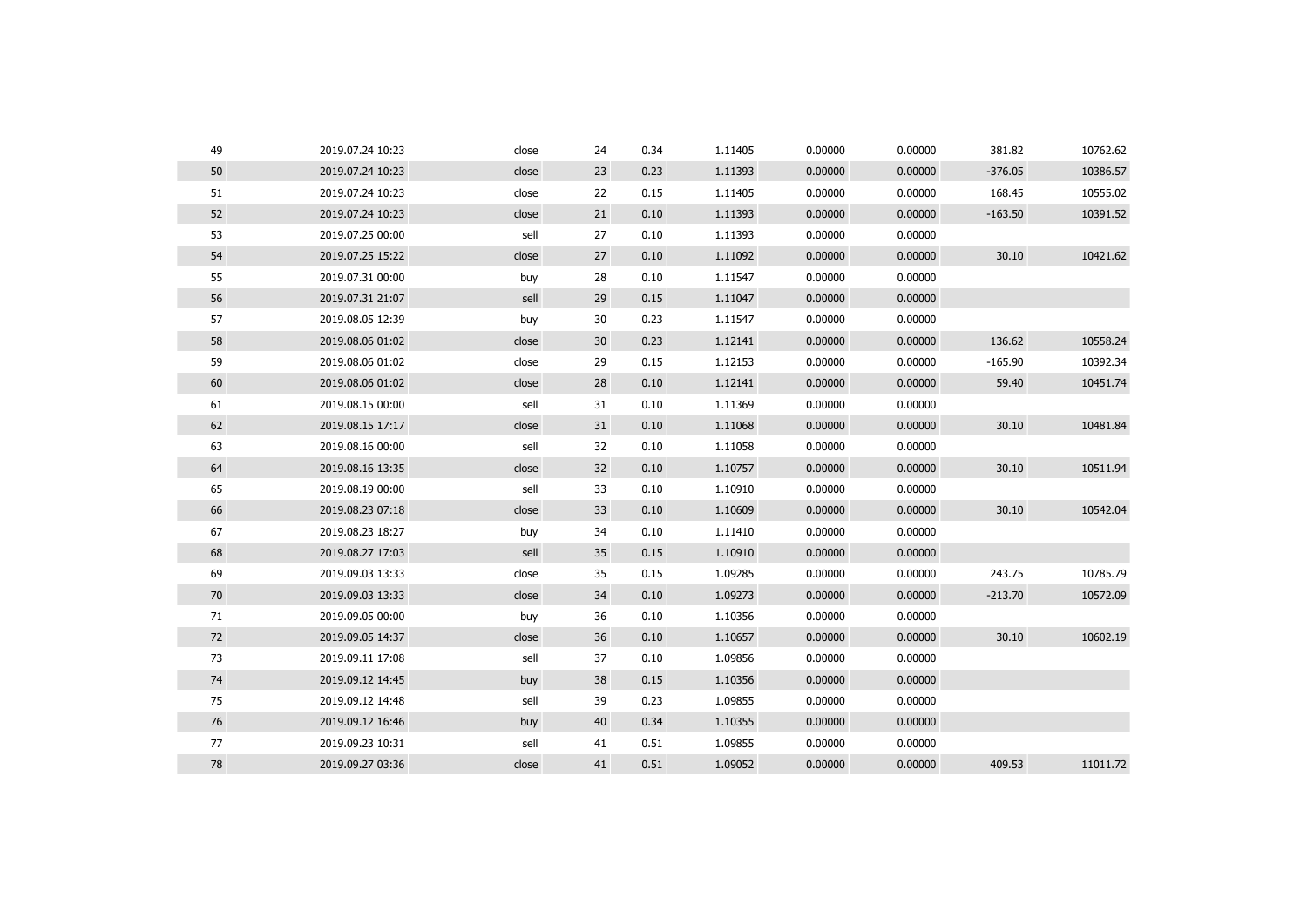| | | | | | | | | | |
|---|---|---|---|---|---|---|---|---|---|
| 49 | 2019.07.24 10:23 | close | 24 | 0.34 | 1.11405 | 0.00000 | 0.00000 | 381.82 | 10762.62 |
| 50 | 2019.07.24 10:23 | close | 23 | 0.23 | 1.11393 | 0.00000 | 0.00000 | -376.05 | 10386.57 |
| 51 | 2019.07.24 10:23 | close | 22 | 0.15 | 1.11405 | 0.00000 | 0.00000 | 168.45 | 10555.02 |
| 52 | 2019.07.24 10:23 | close | 21 | 0.10 | 1.11393 | 0.00000 | 0.00000 | -163.50 | 10391.52 |
| 53 | 2019.07.25 00:00 | sell | 27 | 0.10 | 1.11393 | 0.00000 | 0.00000 | | |
| 54 | 2019.07.25 15:22 | close | 27 | 0.10 | 1.11092 | 0.00000 | 0.00000 | 30.10 | 10421.62 |
| 55 | 2019.07.31 00:00 | buy | 28 | 0.10 | 1.11547 | 0.00000 | 0.00000 | | |
| 56 | 2019.07.31 21:07 | sell | 29 | 0.15 | 1.11047 | 0.00000 | 0.00000 | | |
| 57 | 2019.08.05 12:39 | buy | 30 | 0.23 | 1.11547 | 0.00000 | 0.00000 | | |
| 58 | 2019.08.06 01:02 | close | 30 | 0.23 | 1.12141 | 0.00000 | 0.00000 | 136.62 | 10558.24 |
| 59 | 2019.08.06 01:02 | close | 29 | 0.15 | 1.12153 | 0.00000 | 0.00000 | -165.90 | 10392.34 |
| 60 | 2019.08.06 01:02 | close | 28 | 0.10 | 1.12141 | 0.00000 | 0.00000 | 59.40 | 10451.74 |
| 61 | 2019.08.15 00:00 | sell | 31 | 0.10 | 1.11369 | 0.00000 | 0.00000 | | |
| 62 | 2019.08.15 17:17 | close | 31 | 0.10 | 1.11068 | 0.00000 | 0.00000 | 30.10 | 10481.84 |
| 63 | 2019.08.16 00:00 | sell | 32 | 0.10 | 1.11058 | 0.00000 | 0.00000 | | |
| 64 | 2019.08.16 13:35 | close | 32 | 0.10 | 1.10757 | 0.00000 | 0.00000 | 30.10 | 10511.94 |
| 65 | 2019.08.19 00:00 | sell | 33 | 0.10 | 1.10910 | 0.00000 | 0.00000 | | |
| 66 | 2019.08.23 07:18 | close | 33 | 0.10 | 1.10609 | 0.00000 | 0.00000 | 30.10 | 10542.04 |
| 67 | 2019.08.23 18:27 | buy | 34 | 0.10 | 1.11410 | 0.00000 | 0.00000 | | |
| 68 | 2019.08.27 17:03 | sell | 35 | 0.15 | 1.10910 | 0.00000 | 0.00000 | | |
| 69 | 2019.09.03 13:33 | close | 35 | 0.15 | 1.09285 | 0.00000 | 0.00000 | 243.75 | 10785.79 |
| 70 | 2019.09.03 13:33 | close | 34 | 0.10 | 1.09273 | 0.00000 | 0.00000 | -213.70 | 10572.09 |
| 71 | 2019.09.05 00:00 | buy | 36 | 0.10 | 1.10356 | 0.00000 | 0.00000 | | |
| 72 | 2019.09.05 14:37 | close | 36 | 0.10 | 1.10657 | 0.00000 | 0.00000 | 30.10 | 10602.19 |
| 73 | 2019.09.11 17:08 | sell | 37 | 0.10 | 1.09856 | 0.00000 | 0.00000 | | |
| 74 | 2019.09.12 14:45 | buy | 38 | 0.15 | 1.10356 | 0.00000 | 0.00000 | | |
| 75 | 2019.09.12 14:48 | sell | 39 | 0.23 | 1.09855 | 0.00000 | 0.00000 | | |
| 76 | 2019.09.12 16:46 | buy | 40 | 0.34 | 1.10355 | 0.00000 | 0.00000 | | |
| 77 | 2019.09.23 10:31 | sell | 41 | 0.51 | 1.09855 | 0.00000 | 0.00000 | | |
| 78 | 2019.09.27 03:36 | close | 41 | 0.51 | 1.09052 | 0.00000 | 0.00000 | 409.53 | 11011.72 |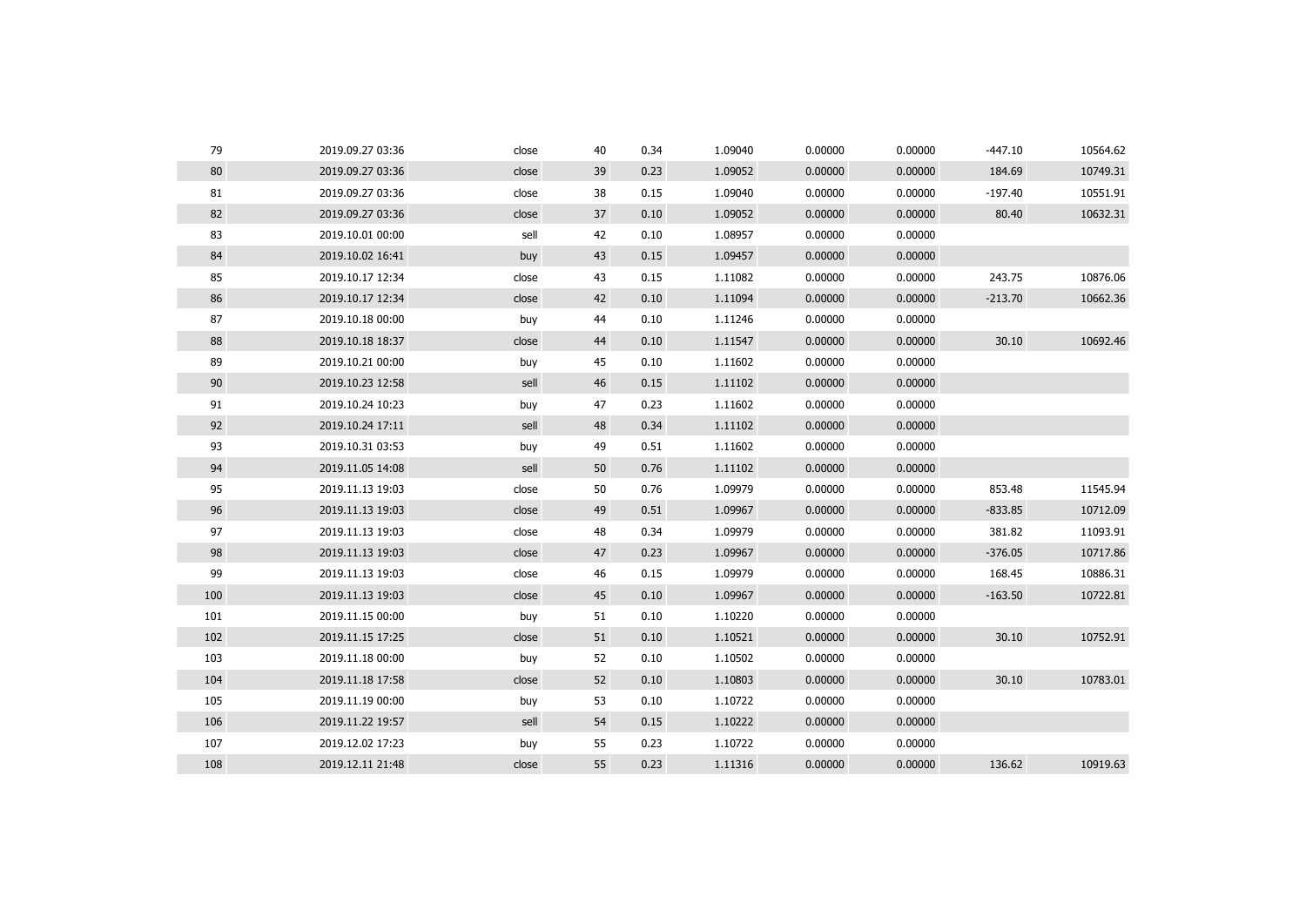| | | | | | | | | | |
|---|---|---|---|---|---|---|---|---|---|
| 79 | 2019.09.27 03:36 | close | 40 | 0.34 | 1.09040 | 0.00000 | 0.00000 | -447.10 | 10564.62 |
| 80 | 2019.09.27 03:36 | close | 39 | 0.23 | 1.09052 | 0.00000 | 0.00000 | 184.69 | 10749.31 |
| 81 | 2019.09.27 03:36 | close | 38 | 0.15 | 1.09040 | 0.00000 | 0.00000 | -197.40 | 10551.91 |
| 82 | 2019.09.27 03:36 | close | 37 | 0.10 | 1.09052 | 0.00000 | 0.00000 | 80.40 | 10632.31 |
| 83 | 2019.10.01 00:00 | sell | 42 | 0.10 | 1.08957 | 0.00000 | 0.00000 | | |
| 84 | 2019.10.02 16:41 | buy | 43 | 0.15 | 1.09457 | 0.00000 | 0.00000 | | |
| 85 | 2019.10.17 12:34 | close | 43 | 0.15 | 1.11082 | 0.00000 | 0.00000 | 243.75 | 10876.06 |
| 86 | 2019.10.17 12:34 | close | 42 | 0.10 | 1.11094 | 0.00000 | 0.00000 | -213.70 | 10662.36 |
| 87 | 2019.10.18 00:00 | buy | 44 | 0.10 | 1.11246 | 0.00000 | 0.00000 | | |
| 88 | 2019.10.18 18:37 | close | 44 | 0.10 | 1.11547 | 0.00000 | 0.00000 | 30.10 | 10692.46 |
| 89 | 2019.10.21 00:00 | buy | 45 | 0.10 | 1.11602 | 0.00000 | 0.00000 | | |
| 90 | 2019.10.23 12:58 | sell | 46 | 0.15 | 1.11102 | 0.00000 | 0.00000 | | |
| 91 | 2019.10.24 10:23 | buy | 47 | 0.23 | 1.11602 | 0.00000 | 0.00000 | | |
| 92 | 2019.10.24 17:11 | sell | 48 | 0.34 | 1.11102 | 0.00000 | 0.00000 | | |
| 93 | 2019.10.31 03:53 | buy | 49 | 0.51 | 1.11602 | 0.00000 | 0.00000 | | |
| 94 | 2019.11.05 14:08 | sell | 50 | 0.76 | 1.11102 | 0.00000 | 0.00000 | | |
| 95 | 2019.11.13 19:03 | close | 50 | 0.76 | 1.09979 | 0.00000 | 0.00000 | 853.48 | 11545.94 |
| 96 | 2019.11.13 19:03 | close | 49 | 0.51 | 1.09967 | 0.00000 | 0.00000 | -833.85 | 10712.09 |
| 97 | 2019.11.13 19:03 | close | 48 | 0.34 | 1.09979 | 0.00000 | 0.00000 | 381.82 | 11093.91 |
| 98 | 2019.11.13 19:03 | close | 47 | 0.23 | 1.09967 | 0.00000 | 0.00000 | -376.05 | 10717.86 |
| 99 | 2019.11.13 19:03 | close | 46 | 0.15 | 1.09979 | 0.00000 | 0.00000 | 168.45 | 10886.31 |
| 100 | 2019.11.13 19:03 | close | 45 | 0.10 | 1.09967 | 0.00000 | 0.00000 | -163.50 | 10722.81 |
| 101 | 2019.11.15 00:00 | buy | 51 | 0.10 | 1.10220 | 0.00000 | 0.00000 | | |
| 102 | 2019.11.15 17:25 | close | 51 | 0.10 | 1.10521 | 0.00000 | 0.00000 | 30.10 | 10752.91 |
| 103 | 2019.11.18 00:00 | buy | 52 | 0.10 | 1.10502 | 0.00000 | 0.00000 | | |
| 104 | 2019.11.18 17:58 | close | 52 | 0.10 | 1.10803 | 0.00000 | 0.00000 | 30.10 | 10783.01 |
| 105 | 2019.11.19 00:00 | buy | 53 | 0.10 | 1.10722 | 0.00000 | 0.00000 | | |
| 106 | 2019.11.22 19:57 | sell | 54 | 0.15 | 1.10222 | 0.00000 | 0.00000 | | |
| 107 | 2019.12.02 17:23 | buy | 55 | 0.23 | 1.10722 | 0.00000 | 0.00000 | | |
| 108 | 2019.12.11 21:48 | close | 55 | 0.23 | 1.11316 | 0.00000 | 0.00000 | 136.62 | 10919.63 |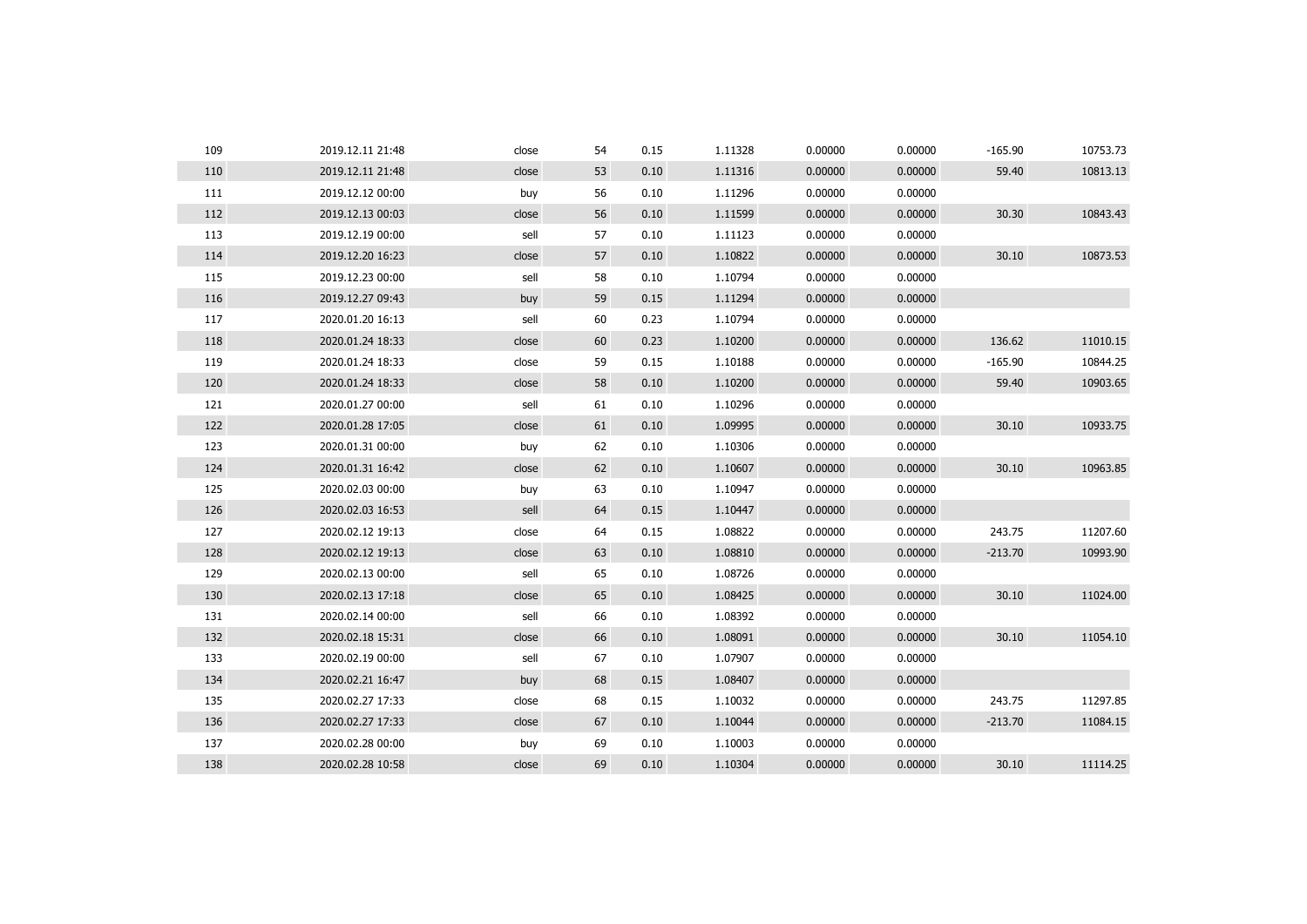| | | | | | | | | | |
|---|---|---|---|---|---|---|---|---|---|
| 109 | 2019.12.11 21:48 | close | 54 | 0.15 | 1.11328 | 0.00000 | 0.00000 | -165.90 | 10753.73 |
| 110 | 2019.12.11 21:48 | close | 53 | 0.10 | 1.11316 | 0.00000 | 0.00000 | 59.40 | 10813.13 |
| 111 | 2019.12.12 00:00 | buy | 56 | 0.10 | 1.11296 | 0.00000 | 0.00000 | | |
| 112 | 2019.12.13 00:03 | close | 56 | 0.10 | 1.11599 | 0.00000 | 0.00000 | 30.30 | 10843.43 |
| 113 | 2019.12.19 00:00 | sell | 57 | 0.10 | 1.11123 | 0.00000 | 0.00000 | | |
| 114 | 2019.12.20 16:23 | close | 57 | 0.10 | 1.10822 | 0.00000 | 0.00000 | 30.10 | 10873.53 |
| 115 | 2019.12.23 00:00 | sell | 58 | 0.10 | 1.10794 | 0.00000 | 0.00000 | | |
| 116 | 2019.12.27 09:43 | buy | 59 | 0.15 | 1.11294 | 0.00000 | 0.00000 | | |
| 117 | 2020.01.20 16:13 | sell | 60 | 0.23 | 1.10794 | 0.00000 | 0.00000 | | |
| 118 | 2020.01.24 18:33 | close | 60 | 0.23 | 1.10200 | 0.00000 | 0.00000 | 136.62 | 11010.15 |
| 119 | 2020.01.24 18:33 | close | 59 | 0.15 | 1.10188 | 0.00000 | 0.00000 | -165.90 | 10844.25 |
| 120 | 2020.01.24 18:33 | close | 58 | 0.10 | 1.10200 | 0.00000 | 0.00000 | 59.40 | 10903.65 |
| 121 | 2020.01.27 00:00 | sell | 61 | 0.10 | 1.10296 | 0.00000 | 0.00000 | | |
| 122 | 2020.01.28 17:05 | close | 61 | 0.10 | 1.09995 | 0.00000 | 0.00000 | 30.10 | 10933.75 |
| 123 | 2020.01.31 00:00 | buy | 62 | 0.10 | 1.10306 | 0.00000 | 0.00000 | | |
| 124 | 2020.01.31 16:42 | close | 62 | 0.10 | 1.10607 | 0.00000 | 0.00000 | 30.10 | 10963.85 |
| 125 | 2020.02.03 00:00 | buy | 63 | 0.10 | 1.10947 | 0.00000 | 0.00000 | | |
| 126 | 2020.02.03 16:53 | sell | 64 | 0.15 | 1.10447 | 0.00000 | 0.00000 | | |
| 127 | 2020.02.12 19:13 | close | 64 | 0.15 | 1.08822 | 0.00000 | 0.00000 | 243.75 | 11207.60 |
| 128 | 2020.02.12 19:13 | close | 63 | 0.10 | 1.08810 | 0.00000 | 0.00000 | -213.70 | 10993.90 |
| 129 | 2020.02.13 00:00 | sell | 65 | 0.10 | 1.08726 | 0.00000 | 0.00000 | | |
| 130 | 2020.02.13 17:18 | close | 65 | 0.10 | 1.08425 | 0.00000 | 0.00000 | 30.10 | 11024.00 |
| 131 | 2020.02.14 00:00 | sell | 66 | 0.10 | 1.08392 | 0.00000 | 0.00000 | | |
| 132 | 2020.02.18 15:31 | close | 66 | 0.10 | 1.08091 | 0.00000 | 0.00000 | 30.10 | 11054.10 |
| 133 | 2020.02.19 00:00 | sell | 67 | 0.10 | 1.07907 | 0.00000 | 0.00000 | | |
| 134 | 2020.02.21 16:47 | buy | 68 | 0.15 | 1.08407 | 0.00000 | 0.00000 | | |
| 135 | 2020.02.27 17:33 | close | 68 | 0.15 | 1.10032 | 0.00000 | 0.00000 | 243.75 | 11297.85 |
| 136 | 2020.02.27 17:33 | close | 67 | 0.10 | 1.10044 | 0.00000 | 0.00000 | -213.70 | 11084.15 |
| 137 | 2020.02.28 00:00 | buy | 69 | 0.10 | 1.10003 | 0.00000 | 0.00000 | | |
| 138 | 2020.02.28 10:58 | close | 69 | 0.10 | 1.10304 | 0.00000 | 0.00000 | 30.10 | 11114.25 |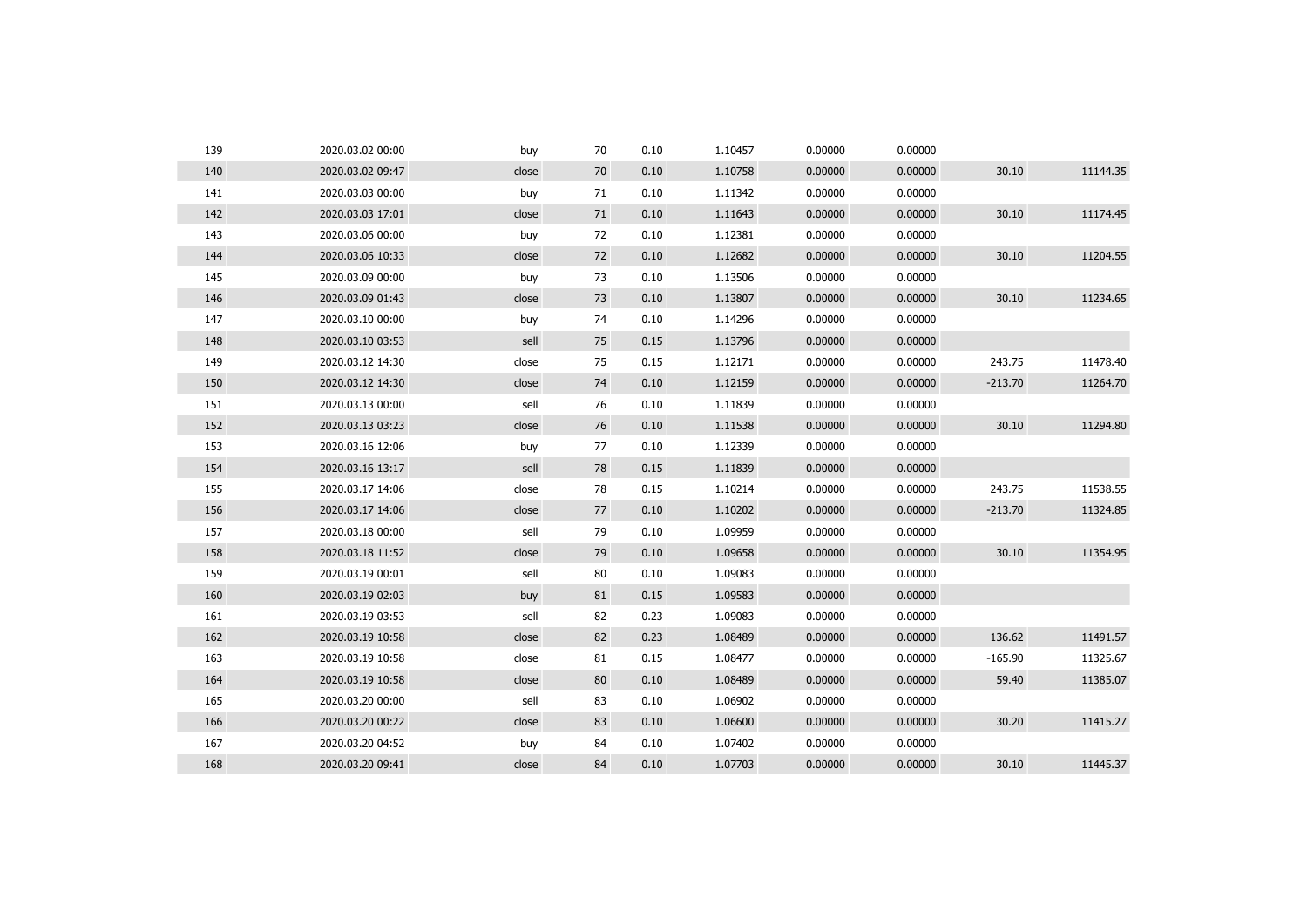| | | | | | | | | | |
|---|---|---|---|---|---|---|---|---|---|
| 139 | 2020.03.02 00:00 | buy | 70 | 0.10 | 1.10457 | 0.00000 | 0.00000 | | |
| 140 | 2020.03.02 09:47 | close | 70 | 0.10 | 1.10758 | 0.00000 | 0.00000 | 30.10 | 11144.35 |
| 141 | 2020.03.03 00:00 | buy | 71 | 0.10 | 1.11342 | 0.00000 | 0.00000 | | |
| 142 | 2020.03.03 17:01 | close | 71 | 0.10 | 1.11643 | 0.00000 | 0.00000 | 30.10 | 11174.45 |
| 143 | 2020.03.06 00:00 | buy | 72 | 0.10 | 1.12381 | 0.00000 | 0.00000 | | |
| 144 | 2020.03.06 10:33 | close | 72 | 0.10 | 1.12682 | 0.00000 | 0.00000 | 30.10 | 11204.55 |
| 145 | 2020.03.09 00:00 | buy | 73 | 0.10 | 1.13506 | 0.00000 | 0.00000 | | |
| 146 | 2020.03.09 01:43 | close | 73 | 0.10 | 1.13807 | 0.00000 | 0.00000 | 30.10 | 11234.65 |
| 147 | 2020.03.10 00:00 | buy | 74 | 0.10 | 1.14296 | 0.00000 | 0.00000 | | |
| 148 | 2020.03.10 03:53 | sell | 75 | 0.15 | 1.13796 | 0.00000 | 0.00000 | | |
| 149 | 2020.03.12 14:30 | close | 75 | 0.15 | 1.12171 | 0.00000 | 0.00000 | 243.75 | 11478.40 |
| 150 | 2020.03.12 14:30 | close | 74 | 0.10 | 1.12159 | 0.00000 | 0.00000 | -213.70 | 11264.70 |
| 151 | 2020.03.13 00:00 | sell | 76 | 0.10 | 1.11839 | 0.00000 | 0.00000 | | |
| 152 | 2020.03.13 03:23 | close | 76 | 0.10 | 1.11538 | 0.00000 | 0.00000 | 30.10 | 11294.80 |
| 153 | 2020.03.16 12:06 | buy | 77 | 0.10 | 1.12339 | 0.00000 | 0.00000 | | |
| 154 | 2020.03.16 13:17 | sell | 78 | 0.15 | 1.11839 | 0.00000 | 0.00000 | | |
| 155 | 2020.03.17 14:06 | close | 78 | 0.15 | 1.10214 | 0.00000 | 0.00000 | 243.75 | 11538.55 |
| 156 | 2020.03.17 14:06 | close | 77 | 0.10 | 1.10202 | 0.00000 | 0.00000 | -213.70 | 11324.85 |
| 157 | 2020.03.18 00:00 | sell | 79 | 0.10 | 1.09959 | 0.00000 | 0.00000 | | |
| 158 | 2020.03.18 11:52 | close | 79 | 0.10 | 1.09658 | 0.00000 | 0.00000 | 30.10 | 11354.95 |
| 159 | 2020.03.19 00:01 | sell | 80 | 0.10 | 1.09083 | 0.00000 | 0.00000 | | |
| 160 | 2020.03.19 02:03 | buy | 81 | 0.15 | 1.09583 | 0.00000 | 0.00000 | | |
| 161 | 2020.03.19 03:53 | sell | 82 | 0.23 | 1.09083 | 0.00000 | 0.00000 | | |
| 162 | 2020.03.19 10:58 | close | 82 | 0.23 | 1.08489 | 0.00000 | 0.00000 | 136.62 | 11491.57 |
| 163 | 2020.03.19 10:58 | close | 81 | 0.15 | 1.08477 | 0.00000 | 0.00000 | -165.90 | 11325.67 |
| 164 | 2020.03.19 10:58 | close | 80 | 0.10 | 1.08489 | 0.00000 | 0.00000 | 59.40 | 11385.07 |
| 165 | 2020.03.20 00:00 | sell | 83 | 0.10 | 1.06902 | 0.00000 | 0.00000 | | |
| 166 | 2020.03.20 00:22 | close | 83 | 0.10 | 1.06600 | 0.00000 | 0.00000 | 30.20 | 11415.27 |
| 167 | 2020.03.20 04:52 | buy | 84 | 0.10 | 1.07402 | 0.00000 | 0.00000 | | |
| 168 | 2020.03.20 09:41 | close | 84 | 0.10 | 1.07703 | 0.00000 | 0.00000 | 30.10 | 11445.37 |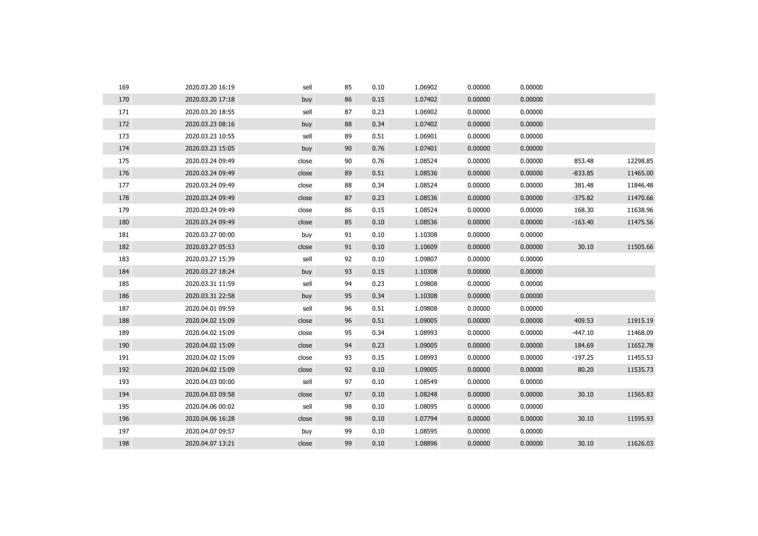| | | | | | | | | | |
|---|---|---|---|---|---|---|---|---|---|
| 169 | 2020.03.20 16:19 | sell | 85 | 0.10 | 1.06902 | 0.00000 | 0.00000 | | |
| 170 | 2020.03.20 17:18 | buy | 86 | 0.15 | 1.07402 | 0.00000 | 0.00000 | | |
| 171 | 2020.03.20 18:55 | sell | 87 | 0.23 | 1.06902 | 0.00000 | 0.00000 | | |
| 172 | 2020.03.23 08:16 | buy | 88 | 0.34 | 1.07402 | 0.00000 | 0.00000 | | |
| 173 | 2020.03.23 10:55 | sell | 89 | 0.51 | 1.06901 | 0.00000 | 0.00000 | | |
| 174 | 2020.03.23 15:05 | buy | 90 | 0.76 | 1.07401 | 0.00000 | 0.00000 | | |
| 175 | 2020.03.24 09:49 | close | 90 | 0.76 | 1.08524 | 0.00000 | 0.00000 | 853.48 | 12298.85 |
| 176 | 2020.03.24 09:49 | close | 89 | 0.51 | 1.08536 | 0.00000 | 0.00000 | -833.85 | 11465.00 |
| 177 | 2020.03.24 09:49 | close | 88 | 0.34 | 1.08524 | 0.00000 | 0.00000 | 381.48 | 11846.48 |
| 178 | 2020.03.24 09:49 | close | 87 | 0.23 | 1.08536 | 0.00000 | 0.00000 | -375.82 | 11470.66 |
| 179 | 2020.03.24 09:49 | close | 86 | 0.15 | 1.08524 | 0.00000 | 0.00000 | 168.30 | 11638.96 |
| 180 | 2020.03.24 09:49 | close | 85 | 0.10 | 1.08536 | 0.00000 | 0.00000 | -163.40 | 11475.56 |
| 181 | 2020.03.27 00:00 | buy | 91 | 0.10 | 1.10308 | 0.00000 | 0.00000 | | |
| 182 | 2020.03.27 05:53 | close | 91 | 0.10 | 1.10609 | 0.00000 | 0.00000 | 30.10 | 11505.66 |
| 183 | 2020.03.27 15:39 | sell | 92 | 0.10 | 1.09807 | 0.00000 | 0.00000 | | |
| 184 | 2020.03.27 18:24 | buy | 93 | 0.15 | 1.10308 | 0.00000 | 0.00000 | | |
| 185 | 2020.03.31 11:59 | sell | 94 | 0.23 | 1.09808 | 0.00000 | 0.00000 | | |
| 186 | 2020.03.31 22:58 | buy | 95 | 0.34 | 1.10308 | 0.00000 | 0.00000 | | |
| 187 | 2020.04.01 09:59 | sell | 96 | 0.51 | 1.09808 | 0.00000 | 0.00000 | | |
| 188 | 2020.04.02 15:09 | close | 96 | 0.51 | 1.09005 | 0.00000 | 0.00000 | 409.53 | 11915.19 |
| 189 | 2020.04.02 15:09 | close | 95 | 0.34 | 1.08993 | 0.00000 | 0.00000 | -447.10 | 11468.09 |
| 190 | 2020.04.02 15:09 | close | 94 | 0.23 | 1.09005 | 0.00000 | 0.00000 | 184.69 | 11652.78 |
| 191 | 2020.04.02 15:09 | close | 93 | 0.15 | 1.08993 | 0.00000 | 0.00000 | -197.25 | 11455.53 |
| 192 | 2020.04.02 15:09 | close | 92 | 0.10 | 1.09005 | 0.00000 | 0.00000 | 80.20 | 11535.73 |
| 193 | 2020.04.03 00:00 | sell | 97 | 0.10 | 1.08549 | 0.00000 | 0.00000 | | |
| 194 | 2020.04.03 09:58 | close | 97 | 0.10 | 1.08248 | 0.00000 | 0.00000 | 30.10 | 11565.83 |
| 195 | 2020.04.06 00:02 | sell | 98 | 0.10 | 1.08095 | 0.00000 | 0.00000 | | |
| 196 | 2020.04.06 16:28 | close | 98 | 0.10 | 1.07794 | 0.00000 | 0.00000 | 30.10 | 11595.93 |
| 197 | 2020.04.07 09:57 | buy | 99 | 0.10 | 1.08595 | 0.00000 | 0.00000 | | |
| 198 | 2020.04.07 13:21 | close | 99 | 0.10 | 1.08896 | 0.00000 | 0.00000 | 30.10 | 11626.03 |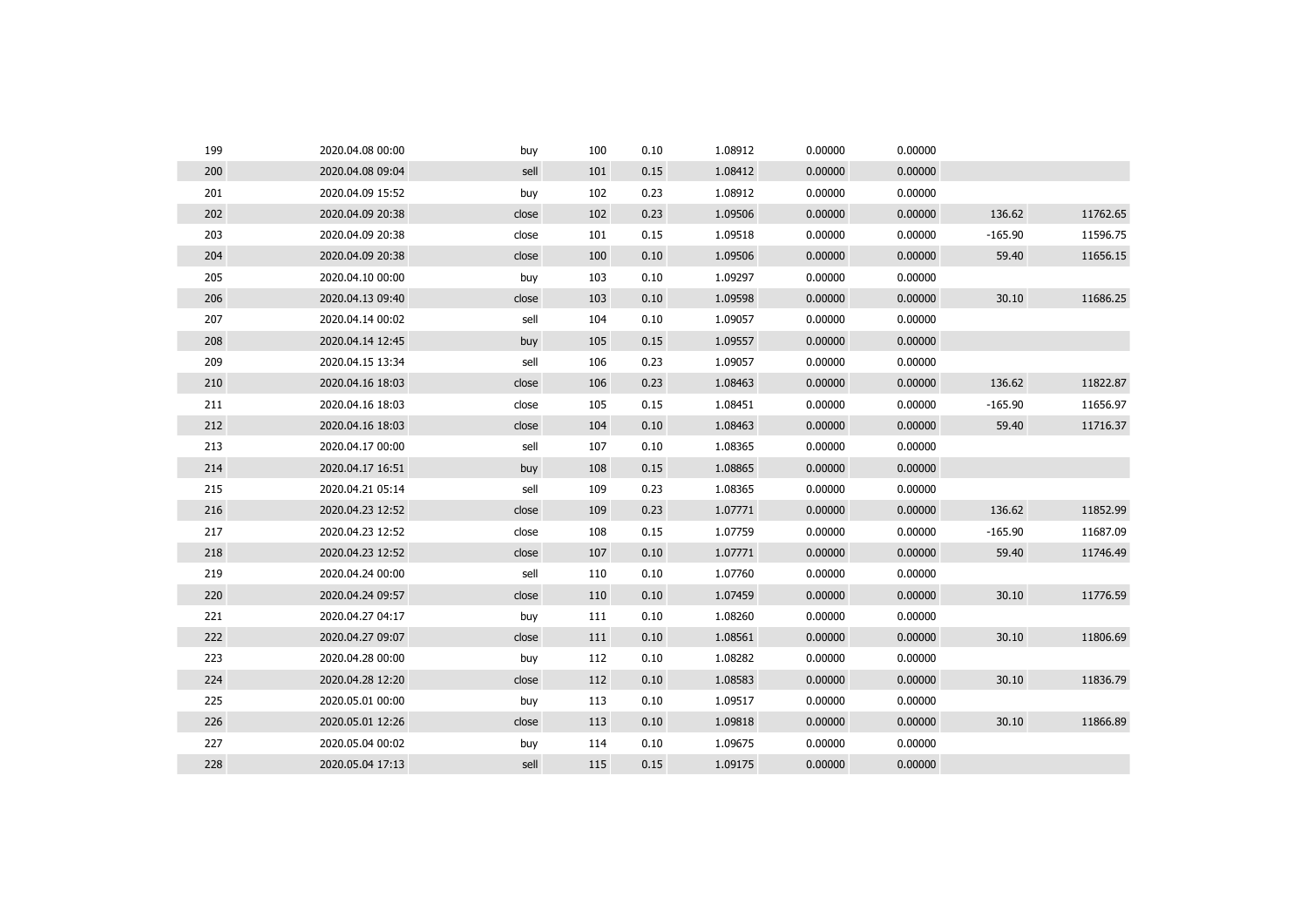| | | | | | | | | | |
|---|---|---|---|---|---|---|---|---|---|
| 199 | 2020.04.08 00:00 | buy | 100 | 0.10 | 1.08912 | 0.00000 | 0.00000 | | |
| 200 | 2020.04.08 09:04 | sell | 101 | 0.15 | 1.08412 | 0.00000 | 0.00000 | | |
| 201 | 2020.04.09 15:52 | buy | 102 | 0.23 | 1.08912 | 0.00000 | 0.00000 | | |
| 202 | 2020.04.09 20:38 | close | 102 | 0.23 | 1.09506 | 0.00000 | 0.00000 | 136.62 | 11762.65 |
| 203 | 2020.04.09 20:38 | close | 101 | 0.15 | 1.09518 | 0.00000 | 0.00000 | -165.90 | 11596.75 |
| 204 | 2020.04.09 20:38 | close | 100 | 0.10 | 1.09506 | 0.00000 | 0.00000 | 59.40 | 11656.15 |
| 205 | 2020.04.10 00:00 | buy | 103 | 0.10 | 1.09297 | 0.00000 | 0.00000 | | |
| 206 | 2020.04.13 09:40 | close | 103 | 0.10 | 1.09598 | 0.00000 | 0.00000 | 30.10 | 11686.25 |
| 207 | 2020.04.14 00:02 | sell | 104 | 0.10 | 1.09057 | 0.00000 | 0.00000 | | |
| 208 | 2020.04.14 12:45 | buy | 105 | 0.15 | 1.09557 | 0.00000 | 0.00000 | | |
| 209 | 2020.04.15 13:34 | sell | 106 | 0.23 | 1.09057 | 0.00000 | 0.00000 | | |
| 210 | 2020.04.16 18:03 | close | 106 | 0.23 | 1.08463 | 0.00000 | 0.00000 | 136.62 | 11822.87 |
| 211 | 2020.04.16 18:03 | close | 105 | 0.15 | 1.08451 | 0.00000 | 0.00000 | -165.90 | 11656.97 |
| 212 | 2020.04.16 18:03 | close | 104 | 0.10 | 1.08463 | 0.00000 | 0.00000 | 59.40 | 11716.37 |
| 213 | 2020.04.17 00:00 | sell | 107 | 0.10 | 1.08365 | 0.00000 | 0.00000 | | |
| 214 | 2020.04.17 16:51 | buy | 108 | 0.15 | 1.08865 | 0.00000 | 0.00000 | | |
| 215 | 2020.04.21 05:14 | sell | 109 | 0.23 | 1.08365 | 0.00000 | 0.00000 | | |
| 216 | 2020.04.23 12:52 | close | 109 | 0.23 | 1.07771 | 0.00000 | 0.00000 | 136.62 | 11852.99 |
| 217 | 2020.04.23 12:52 | close | 108 | 0.15 | 1.07759 | 0.00000 | 0.00000 | -165.90 | 11687.09 |
| 218 | 2020.04.23 12:52 | close | 107 | 0.10 | 1.07771 | 0.00000 | 0.00000 | 59.40 | 11746.49 |
| 219 | 2020.04.24 00:00 | sell | 110 | 0.10 | 1.07760 | 0.00000 | 0.00000 | | |
| 220 | 2020.04.24 09:57 | close | 110 | 0.10 | 1.07459 | 0.00000 | 0.00000 | 30.10 | 11776.59 |
| 221 | 2020.04.27 04:17 | buy | 111 | 0.10 | 1.08260 | 0.00000 | 0.00000 | | |
| 222 | 2020.04.27 09:07 | close | 111 | 0.10 | 1.08561 | 0.00000 | 0.00000 | 30.10 | 11806.69 |
| 223 | 2020.04.28 00:00 | buy | 112 | 0.10 | 1.08282 | 0.00000 | 0.00000 | | |
| 224 | 2020.04.28 12:20 | close | 112 | 0.10 | 1.08583 | 0.00000 | 0.00000 | 30.10 | 11836.79 |
| 225 | 2020.05.01 00:00 | buy | 113 | 0.10 | 1.09517 | 0.00000 | 0.00000 | | |
| 226 | 2020.05.01 12:26 | close | 113 | 0.10 | 1.09818 | 0.00000 | 0.00000 | 30.10 | 11866.89 |
| 227 | 2020.05.04 00:02 | buy | 114 | 0.10 | 1.09675 | 0.00000 | 0.00000 | | |
| 228 | 2020.05.04 17:13 | sell | 115 | 0.15 | 1.09175 | 0.00000 | 0.00000 | | |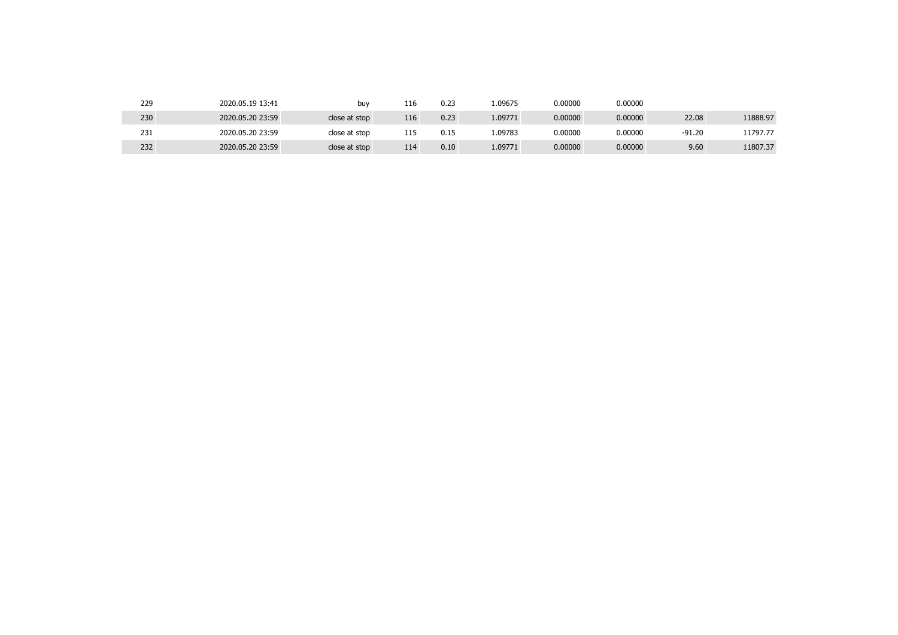| | | | | | | | | | |
|---|---|---|---|---|---|---|---|---|---|
| 229 | 2020.05.19 13:41 | buy | 116 | 0.23 | 1.09675 | 0.00000 | 0.00000 | | |
| 230 | 2020.05.20 23:59 | close at stop | 116 | 0.23 | 1.09771 | 0.00000 | 0.00000 | 22.08 | 11888.97 |
| 231 | 2020.05.20 23:59 | close at stop | 115 | 0.15 | 1.09783 | 0.00000 | 0.00000 | -91.20 | 11797.77 |
| 232 | 2020.05.20 23:59 | close at stop | 114 | 0.10 | 1.09771 | 0.00000 | 0.00000 | 9.60 | 11807.37 |